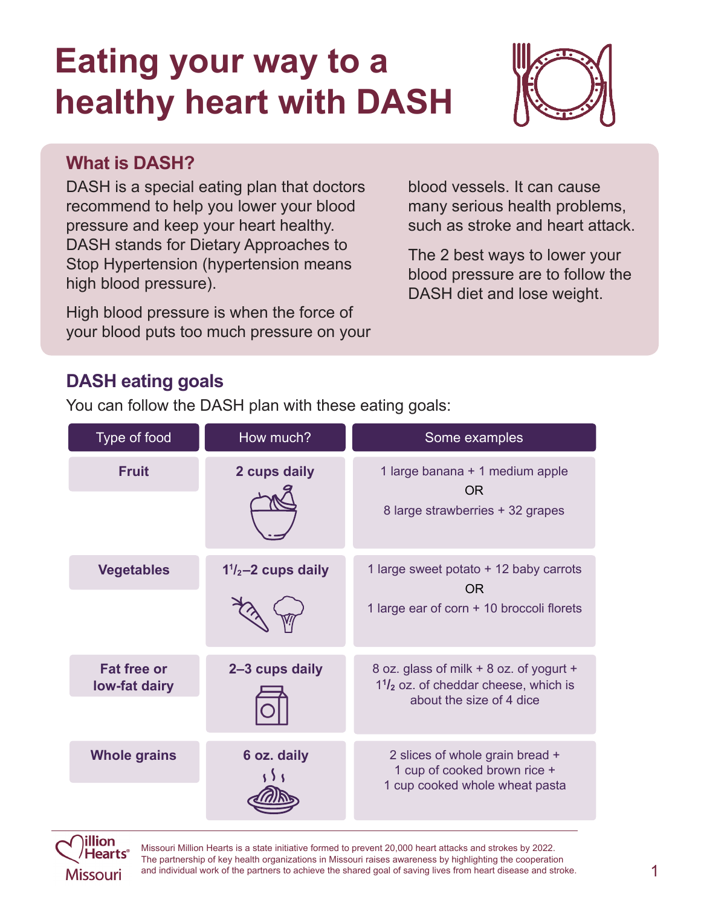# Eating your way to a healthy heart with DASH

## What is DASH?

DASH is a special eating plan that doctors recommend to help you lower your blood pressure and keep your heart healthy. DASH stands for Dietary Approaches to Stop Hypertension (hypertension means high blood pressure).

High blood pressure is when the force of your blood puts too much pressure on your blood vessels. It can cause many serious health problems, such as stroke and heart attack.

The 2 best ways to lower your blood pressure are to follow the DASH diet and lose weight.

## DASH eating goals

You can follow the DASH plan with these eating goals:

| Type of food | How much? | Some examples |
|---|---|---|
| **Fruit** | **2 cups daily** | 1 large banana + 1 medium apple OR 8 large strawberries + 32 grapes |
| **Vegetables** | **1½–2 cups daily** | 1 large sweet potato + 12 baby carrots OR 1 large ear of corn + 10 broccoli florets |
| **Fat free or low-fat dairy** | **2–3 cups daily** | 8 oz. glass of milk + 8 oz. of yogurt + 1½ oz. of cheddar cheese, which is about the size of 4 dice |
| **Whole grains** | **6 oz. daily** | 2 slices of whole grain bread + 1 cup of cooked brown rice + 1 cup cooked whole wheat pasta |

Million Hearts® Missouri

Missouri Million Hearts is a state initiative formed to prevent 20,000 heart attacks and strokes by 2022. The partnership of key health organizations in Missouri raises awareness by highlighting the cooperation and individual work of the partners to achieve the shared goal of saving lives from heart disease and stroke.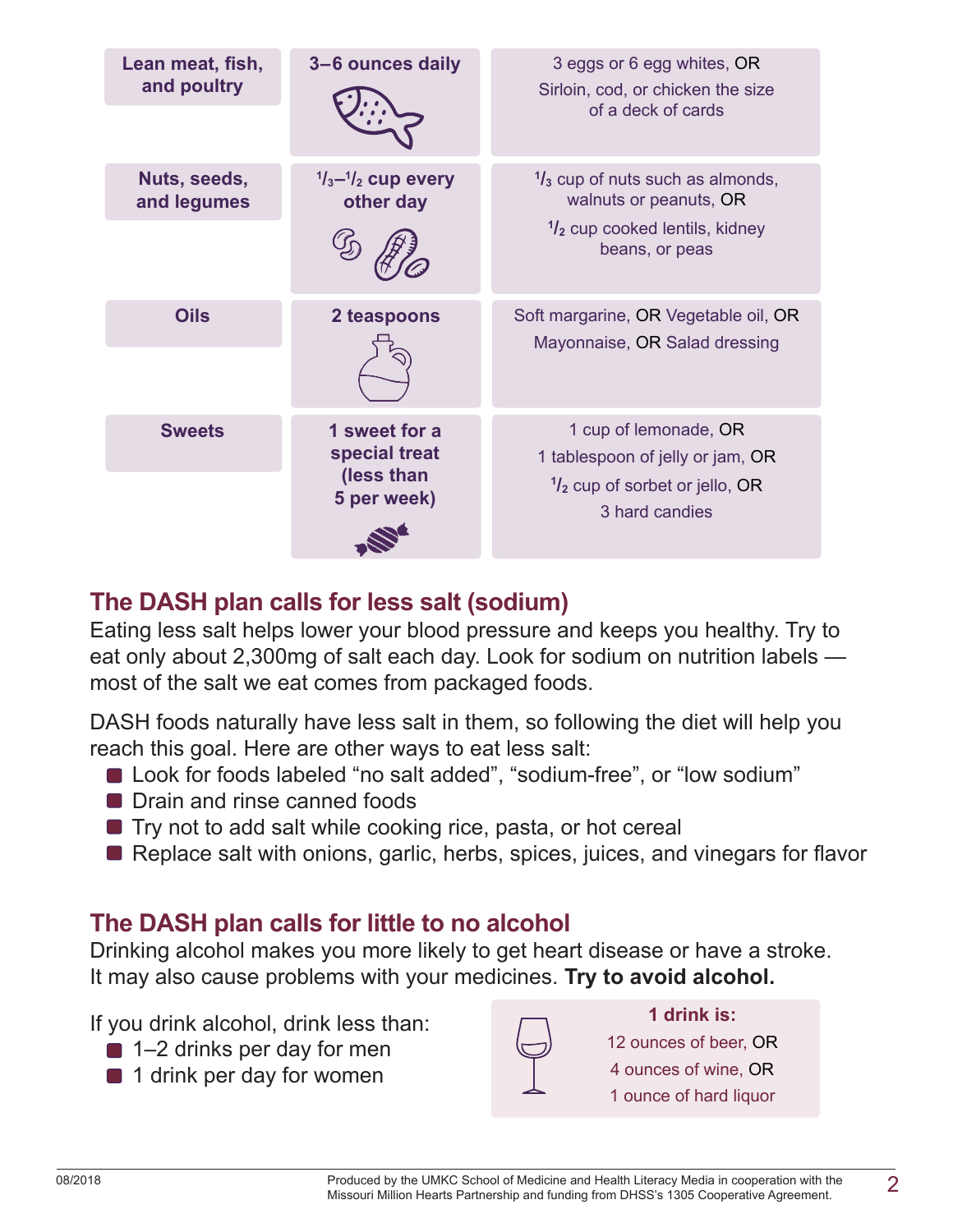| Lean meat, fish, and poultry | 3–6 ounces daily | 3 eggs or 6 egg whites, OR Sirloin, cod, or chicken the size of a deck of cards |
| --- | --- | --- |
| Nuts, seeds, and legumes | $^1/_3$–$^1/_2$ cup every other day | $^1/_3$ cup of nuts such as almonds, walnuts or peanuts, OR $^1/_2$ cup cooked lentils, kidney beans, or peas |
| Oils | 2 teaspoons | Soft margarine, OR Vegetable oil, OR Mayonnaise, OR Salad dressing |
| Sweets | 1 sweet for a special treat (less than 5 per week) | 1 cup of lemonade, OR 1 tablespoon of jelly or jam, OR $^1/_2$ cup of sorbet or jello, OR 3 hard candies |

## The DASH plan calls for less salt (sodium)

Eating less salt helps lower your blood pressure and keeps you healthy. Try to eat only about 2,300mg of salt each day. Look for sodium on nutrition labels — most of the salt we eat comes from packaged foods.

DASH foods naturally have less salt in them, so following the diet will help you reach this goal. Here are other ways to eat less salt:

- Look for foods labeled “no salt added”, “sodium-free”, or “low sodium”
- Drain and rinse canned foods
- Try not to add salt while cooking rice, pasta, or hot cereal
- Replace salt with onions, garlic, herbs, spices, juices, and vinegars for flavor

## The DASH plan calls for little to no alcohol

Drinking alcohol makes you more likely to get heart disease or have a stroke. It may also cause problems with your medicines. **Try to avoid alcohol.**

If you drink alcohol, drink less than:

- 1–2 drinks per day for men
- 1 drink per day for women

**1 drink is:**

12 ounces of beer, OR
4 ounces of wine, OR
1 ounce of hard liquor

08/2018

Produced by the UMKC School of Medicine and Health Literacy Media in cooperation with the Missouri Million Hearts Partnership and funding from DHSS’s 1305 Cooperative Agreement.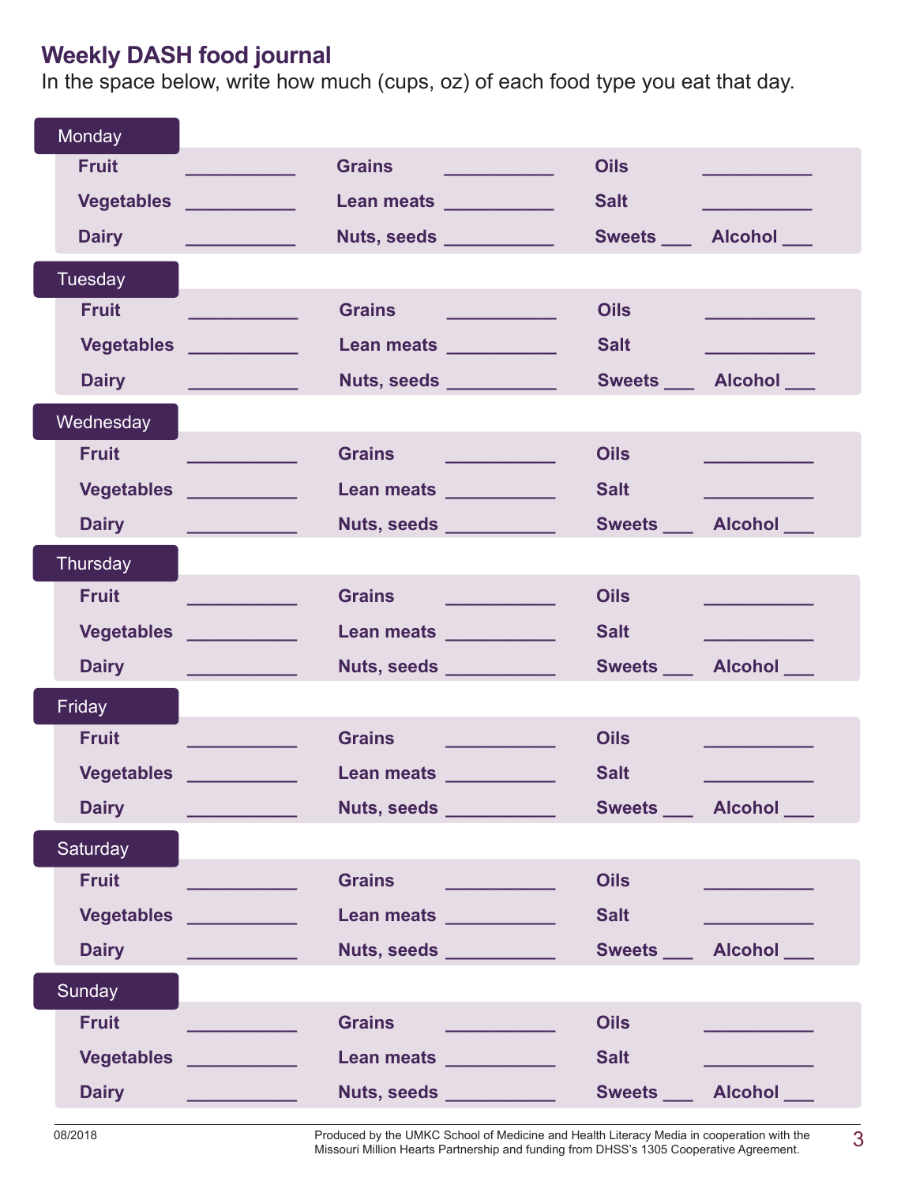## Weekly DASH food journal

In the space below, write how much (cups, oz) of each food type you eat that day.

### Monday

| | | | | | |
|---|---|---|---|---|---|
| **Fruit** | ___________ | **Grains** | ___________ | **Oils** | ___________ |
| **Vegetables** | ___________ | **Lean meats** | ___________ | **Salt** | ___________ |
| **Dairy** | ___________ | **Nuts, seeds** | ___________ | **Sweets** ___ | **Alcohol** ___ |

### Tuesday

| | | | | | |
|---|---|---|---|---|---|
| **Fruit** | ___________ | **Grains** | ___________ | **Oils** | ___________ |
| **Vegetables** | ___________ | **Lean meats** | ___________ | **Salt** | ___________ |
| **Dairy** | ___________ | **Nuts, seeds** | ___________ | **Sweets** ___ | **Alcohol** ___ |

### Wednesday

| | | | | | |
|---|---|---|---|---|---|
| **Fruit** | ___________ | **Grains** | ___________ | **Oils** | ___________ |
| **Vegetables** | ___________ | **Lean meats** | ___________ | **Salt** | ___________ |
| **Dairy** | ___________ | **Nuts, seeds** | ___________ | **Sweets** ___ | **Alcohol** ___ |

### Thursday

| | | | | | |
|---|---|---|---|---|---|
| **Fruit** | ___________ | **Grains** | ___________ | **Oils** | ___________ |
| **Vegetables** | ___________ | **Lean meats** | ___________ | **Salt** | ___________ |
| **Dairy** | ___________ | **Nuts, seeds** | ___________ | **Sweets** ___ | **Alcohol** ___ |

### Friday

| | | | | | |
|---|---|---|---|---|---|
| **Fruit** | ___________ | **Grains** | ___________ | **Oils** | ___________ |
| **Vegetables** | ___________ | **Lean meats** | ___________ | **Salt** | ___________ |
| **Dairy** | ___________ | **Nuts, seeds** | ___________ | **Sweets** ___ | **Alcohol** ___ |

### Saturday

| | | | | | |
|---|---|---|---|---|---|
| **Fruit** | ___________ | **Grains** | ___________ | **Oils** | ___________ |
| **Vegetables** | ___________ | **Lean meats** | ___________ | **Salt** | ___________ |
| **Dairy** | ___________ | **Nuts, seeds** | ___________ | **Sweets** ___ | **Alcohol** ___ |

### Sunday

| | | | | | |
|---|---|---|---|---|---|
| **Fruit** | ___________ | **Grains** | ___________ | **Oils** | ___________ |
| **Vegetables** | ___________ | **Lean meats** | ___________ | **Salt** | ___________ |
| **Dairy** | ___________ | **Nuts, seeds** | ___________ | **Sweets** ___ | **Alcohol** ___ |

08/2018

Produced by the UMKC School of Medicine and Health Literacy Media in cooperation with the Missouri Million Hearts Partnership and funding from DHSS's 1305 Cooperative Agreement.